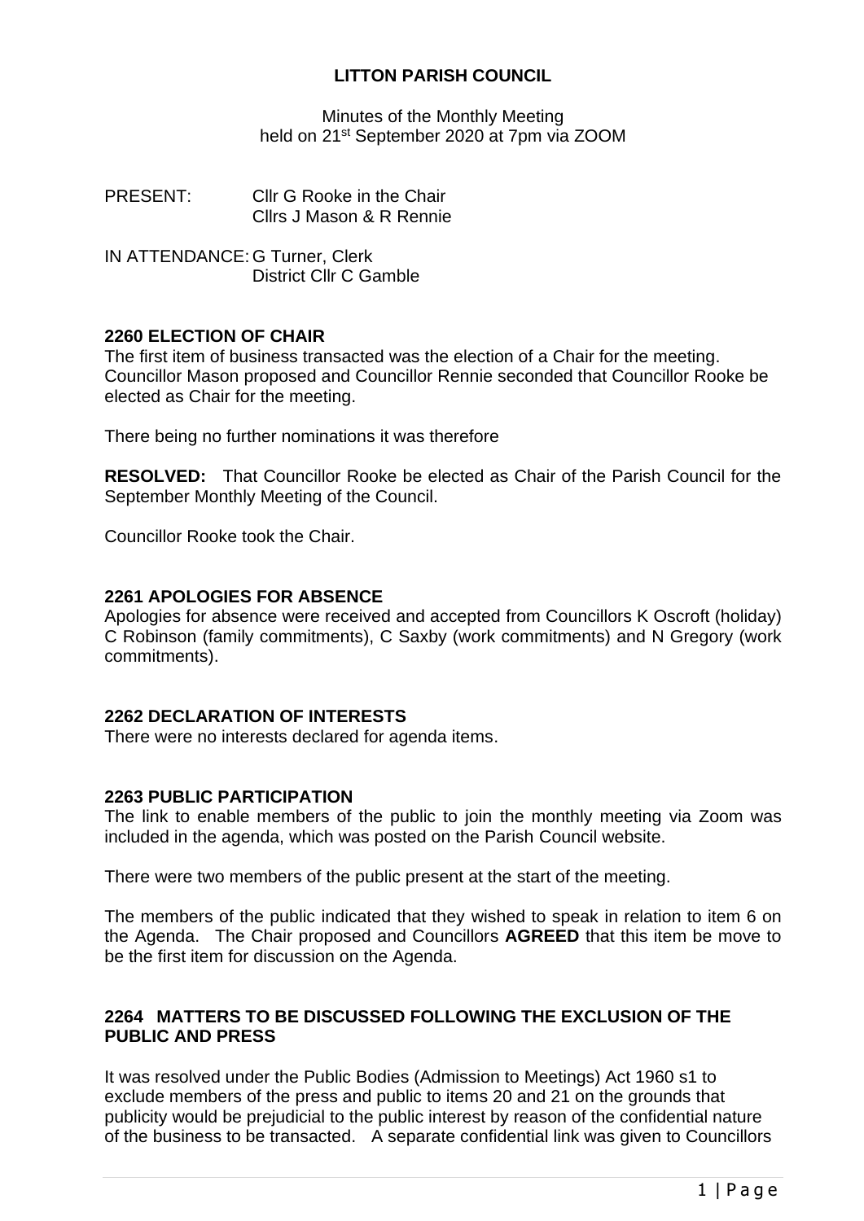# LITTON PARISH COUNCIL

Minutes of the Monthly Meeting
held on 21st September 2020 at 7pm via ZOOM

PRESENT: Cllr G Rooke in the Chair
Cllrs J Mason & R Rennie

IN ATTENDANCE: G Turner, Clerk
District Cllr C Gamble

## 2260 ELECTION OF CHAIR

The first item of business transacted was the election of a Chair for the meeting. Councillor Mason proposed and Councillor Rennie seconded that Councillor Rooke be elected as Chair for the meeting.

There being no further nominations it was therefore

**RESOLVED:** That Councillor Rooke be elected as Chair of the Parish Council for the September Monthly Meeting of the Council.

Councillor Rooke took the Chair.

## 2261 APOLOGIES FOR ABSENCE

Apologies for absence were received and accepted from Councillors K Oscroft (holiday) C Robinson (family commitments), C Saxby (work commitments) and N Gregory (work commitments).

## 2262 DECLARATION OF INTERESTS

There were no interests declared for agenda items.

## 2263 PUBLIC PARTICIPATION

The link to enable members of the public to join the monthly meeting via Zoom was included in the agenda, which was posted on the Parish Council website.

There were two members of the public present at the start of the meeting.

The members of the public indicated that they wished to speak in relation to item 6 on the Agenda. The Chair proposed and Councillors **AGREED** that this item be move to be the first item for discussion on the Agenda.

## 2264 MATTERS TO BE DISCUSSED FOLLOWING THE EXCLUSION OF THE PUBLIC AND PRESS

It was resolved under the Public Bodies (Admission to Meetings) Act 1960 s1 to exclude members of the press and public to items 20 and 21 on the grounds that publicity would be prejudicial to the public interest by reason of the confidential nature of the business to be transacted. A separate confidential link was given to Councillors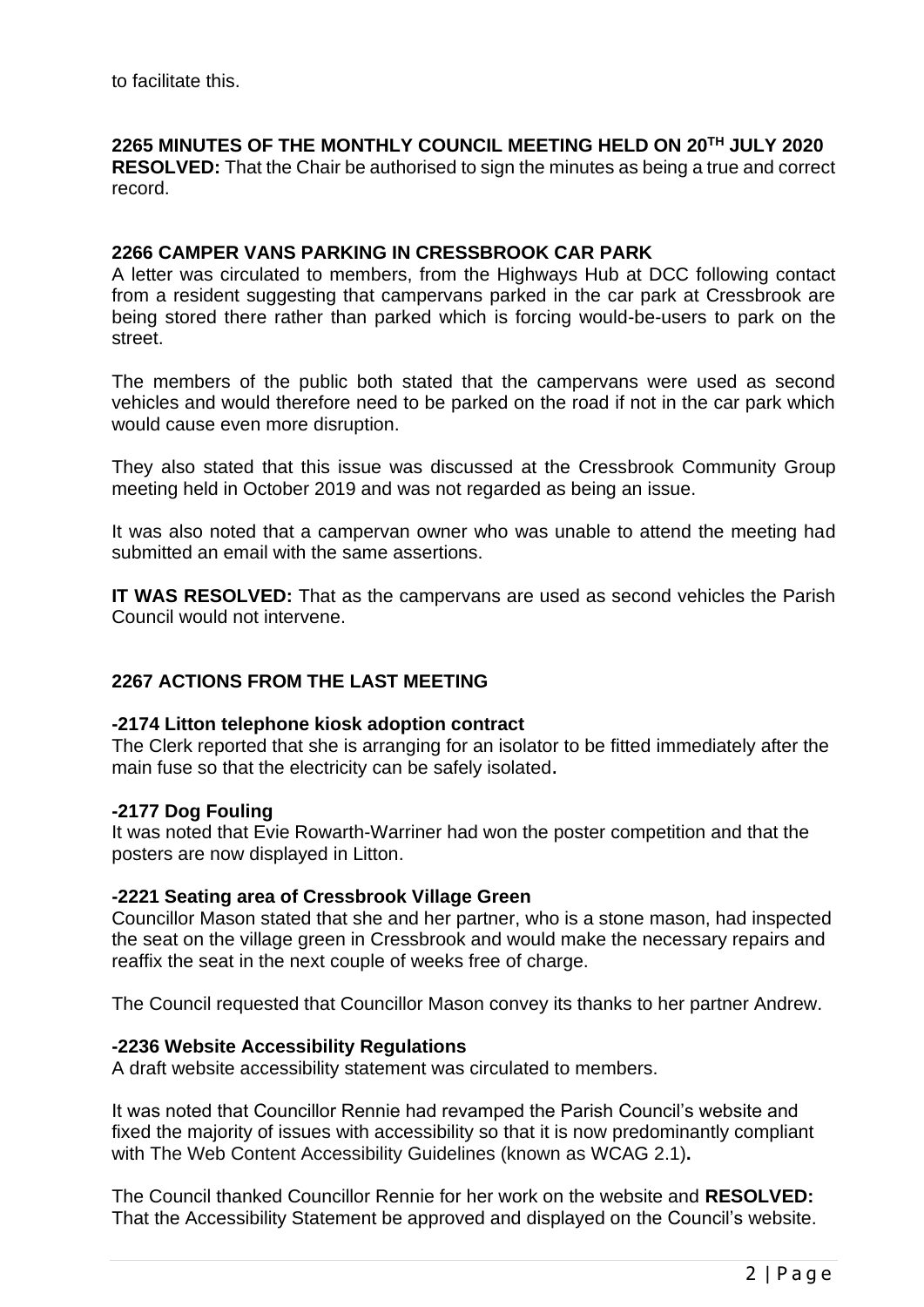to facilitate this.

**2265 MINUTES OF THE MONTHLY COUNCIL MEETING HELD ON 20TH JULY 2020**

**RESOLVED:** That the Chair be authorised to sign the minutes as being a true and correct record.

**2266 CAMPER VANS PARKING IN CRESSBROOK CAR PARK**

A letter was circulated to members, from the Highways Hub at DCC following contact from a resident suggesting that campervans parked in the car park at Cressbrook are being stored there rather than parked which is forcing would-be-users to park on the street.

The members of the public both stated that the campervans were used as second vehicles and would therefore need to be parked on the road if not in the car park which would cause even more disruption.

They also stated that this issue was discussed at the Cressbrook Community Group meeting held in October 2019 and was not regarded as being an issue.

It was also noted that a campervan owner who was unable to attend the meeting had submitted an email with the same assertions.

**IT WAS RESOLVED:** That as the campervans are used as second vehicles the Parish Council would not intervene.

**2267 ACTIONS FROM THE LAST MEETING**

**-2174 Litton telephone kiosk adoption contract**

The Clerk reported that she is arranging for an isolator to be fitted immediately after the main fuse so that the electricity can be safely isolated.

**-2177 Dog Fouling**

It was noted that Evie Rowarth-Warriner had won the poster competition and that the posters are now displayed in Litton.

**-2221 Seating area of Cressbrook Village Green**

Councillor Mason stated that she and her partner, who is a stone mason, had inspected the seat on the village green in Cressbrook and would make the necessary repairs and reaffix the seat in the next couple of weeks free of charge.

The Council requested that Councillor Mason convey its thanks to her partner Andrew.

**-2236 Website Accessibility Regulations**

A draft website accessibility statement was circulated to members.

It was noted that Councillor Rennie had revamped the Parish Council's website and fixed the majority of issues with accessibility so that it is now predominantly compliant with The Web Content Accessibility Guidelines (known as WCAG 2.1)**.**

The Council thanked Councillor Rennie for her work on the website and **RESOLVED:** That the Accessibility Statement be approved and displayed on the Council's website.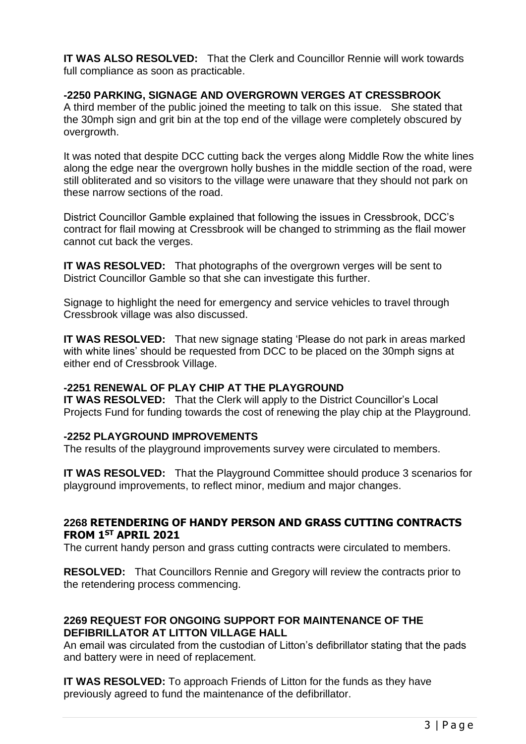**IT WAS ALSO RESOLVED:** That the Clerk and Councillor Rennie will work towards full compliance as soon as practicable.

**-2250 PARKING, SIGNAGE AND OVERGROWN VERGES AT CRESSBROOK**

A third member of the public joined the meeting to talk on this issue. She stated that the 30mph sign and grit bin at the top end of the village were completely obscured by overgrowth.

It was noted that despite DCC cutting back the verges along Middle Row the white lines along the edge near the overgrown holly bushes in the middle section of the road, were still obliterated and so visitors to the village were unaware that they should not park on these narrow sections of the road.

District Councillor Gamble explained that following the issues in Cressbrook, DCC's contract for flail mowing at Cressbrook will be changed to strimming as the flail mower cannot cut back the verges.

**IT WAS RESOLVED:** That photographs of the overgrown verges will be sent to District Councillor Gamble so that she can investigate this further.

Signage to highlight the need for emergency and service vehicles to travel through Cressbrook village was also discussed.

**IT WAS RESOLVED:** That new signage stating 'Please do not park in areas marked with white lines' should be requested from DCC to be placed on the 30mph signs at either end of Cressbrook Village.

**-2251 RENEWAL OF PLAY CHIP AT THE PLAYGROUND**

**IT WAS RESOLVED:** That the Clerk will apply to the District Councillor's Local Projects Fund for funding towards the cost of renewing the play chip at the Playground.

**-2252 PLAYGROUND IMPROVEMENTS**

The results of the playground improvements survey were circulated to members.

**IT WAS RESOLVED:** That the Playground Committee should produce 3 scenarios for playground improvements, to reflect minor, medium and major changes.

## 2268 RETENDERING OF HANDY PERSON AND GRASS CUTTING CONTRACTS FROM 1ST APRIL 2021

The current handy person and grass cutting contracts were circulated to members.

**RESOLVED:** That Councillors Rennie and Gregory will review the contracts prior to the retendering process commencing.

## 2269 REQUEST FOR ONGOING SUPPORT FOR MAINTENANCE OF THE DEFIBRILLATOR AT LITTON VILLAGE HALL

An email was circulated from the custodian of Litton's defibrillator stating that the pads and battery were in need of replacement.

**IT WAS RESOLVED:** To approach Friends of Litton for the funds as they have previously agreed to fund the maintenance of the defibrillator.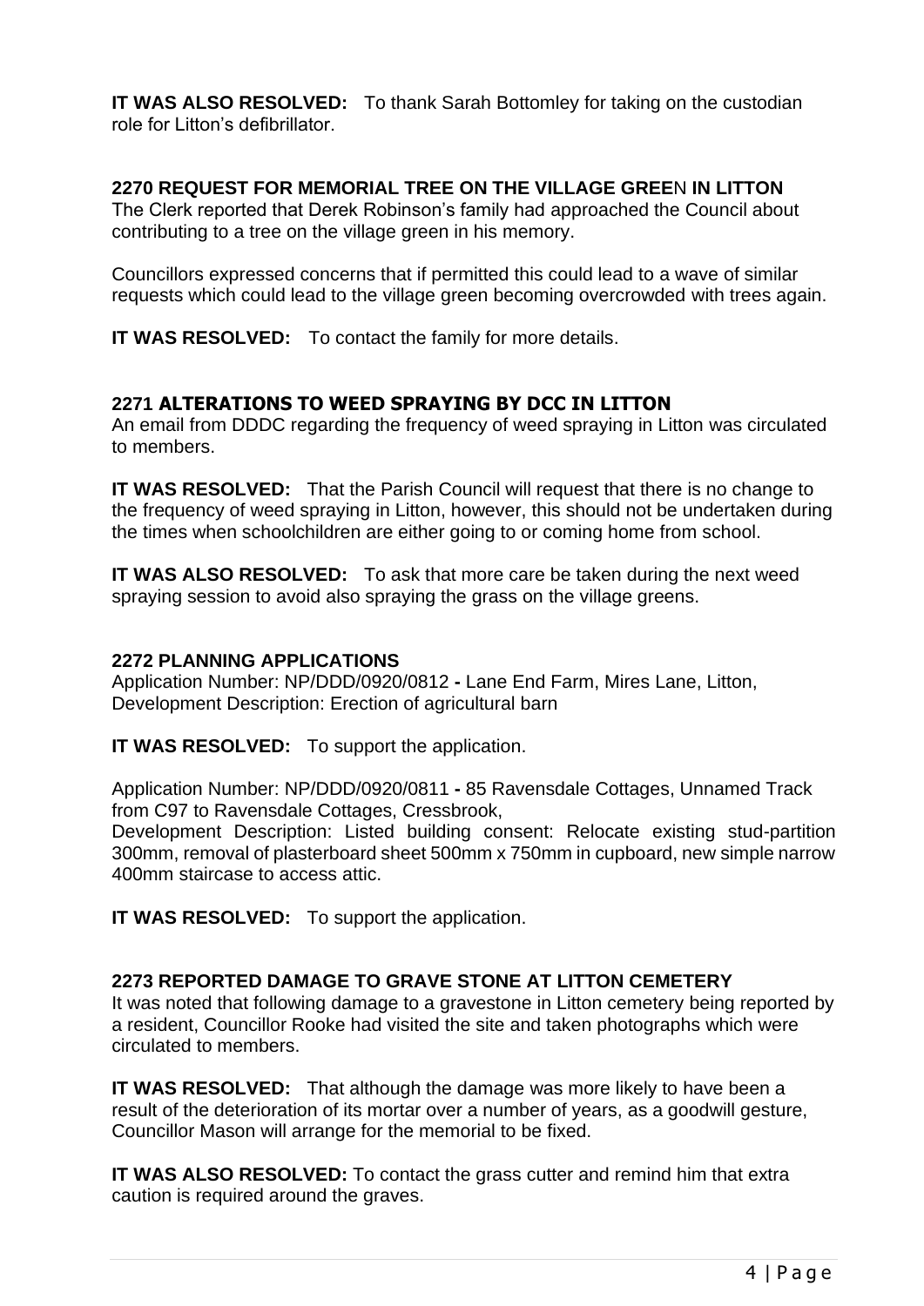**IT WAS ALSO RESOLVED:** To thank Sarah Bottomley for taking on the custodian role for Litton's defibrillator.

## 2270 REQUEST FOR MEMORIAL TREE ON THE VILLAGE GREEN IN LITTON

The Clerk reported that Derek Robinson's family had approached the Council about contributing to a tree on the village green in his memory.

Councillors expressed concerns that if permitted this could lead to a wave of similar requests which could lead to the village green becoming overcrowded with trees again.

**IT WAS RESOLVED:** To contact the family for more details.

## 2271 ALTERATIONS TO WEED SPRAYING BY DCC IN LITTON

An email from DDDC regarding the frequency of weed spraying in Litton was circulated to members.

**IT WAS RESOLVED:** That the Parish Council will request that there is no change to the frequency of weed spraying in Litton, however, this should not be undertaken during the times when schoolchildren are either going to or coming home from school.

**IT WAS ALSO RESOLVED:** To ask that more care be taken during the next weed spraying session to avoid also spraying the grass on the village greens.

## 2272 PLANNING APPLICATIONS

Application Number: NP/DDD/0920/0812 **-** Lane End Farm, Mires Lane, Litton,
Development Description: Erection of agricultural barn

**IT WAS RESOLVED:** To support the application.

Application Number: NP/DDD/0920/0811 **-** 85 Ravensdale Cottages, Unnamed Track from C97 to Ravensdale Cottages, Cressbrook,
Development Description: Listed building consent: Relocate existing stud-partition 300mm, removal of plasterboard sheet 500mm x 750mm in cupboard, new simple narrow 400mm staircase to access attic.

**IT WAS RESOLVED:** To support the application.

## 2273 REPORTED DAMAGE TO GRAVE STONE AT LITTON CEMETERY

It was noted that following damage to a gravestone in Litton cemetery being reported by a resident, Councillor Rooke had visited the site and taken photographs which were circulated to members.

**IT WAS RESOLVED:** That although the damage was more likely to have been a result of the deterioration of its mortar over a number of years, as a goodwill gesture, Councillor Mason will arrange for the memorial to be fixed.

**IT WAS ALSO RESOLVED:** To contact the grass cutter and remind him that extra caution is required around the graves.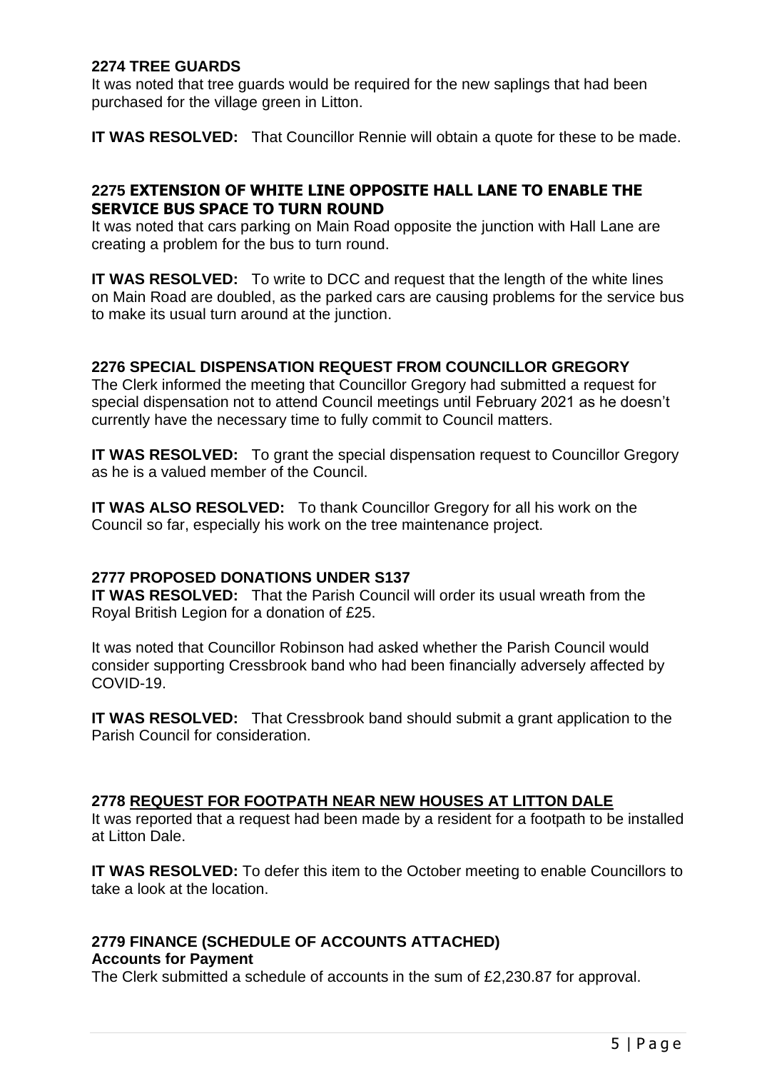**2274 TREE GUARDS**

It was noted that tree guards would be required for the new saplings that had been purchased for the village green in Litton.

**IT WAS RESOLVED:** That Councillor Rennie will obtain a quote for these to be made.

**2275 EXTENSION OF WHITE LINE OPPOSITE HALL LANE TO ENABLE THE SERVICE BUS SPACE TO TURN ROUND**

It was noted that cars parking on Main Road opposite the junction with Hall Lane are creating a problem for the bus to turn round.

**IT WAS RESOLVED:** To write to DCC and request that the length of the white lines on Main Road are doubled, as the parked cars are causing problems for the service bus to make its usual turn around at the junction.

**2276 SPECIAL DISPENSATION REQUEST FROM COUNCILLOR GREGORY**

The Clerk informed the meeting that Councillor Gregory had submitted a request for special dispensation not to attend Council meetings until February 2021 as he doesn't currently have the necessary time to fully commit to Council matters.

**IT WAS RESOLVED:** To grant the special dispensation request to Councillor Gregory as he is a valued member of the Council.

**IT WAS ALSO RESOLVED:** To thank Councillor Gregory for all his work on the Council so far, especially his work on the tree maintenance project.

**2777 PROPOSED DONATIONS UNDER S137**

**IT WAS RESOLVED:** That the Parish Council will order its usual wreath from the Royal British Legion for a donation of £25.

It was noted that Councillor Robinson had asked whether the Parish Council would consider supporting Cressbrook band who had been financially adversely affected by COVID-19.

**IT WAS RESOLVED:** That Cressbrook band should submit a grant application to the Parish Council for consideration.

**2778 REQUEST FOR FOOTPATH NEAR NEW HOUSES AT LITTON DALE**

It was reported that a request had been made by a resident for a footpath to be installed at Litton Dale.

**IT WAS RESOLVED:** To defer this item to the October meeting to enable Councillors to take a look at the location.

**2779 FINANCE (SCHEDULE OF ACCOUNTS ATTACHED)**

**Accounts for Payment**

The Clerk submitted a schedule of accounts in the sum of £2,230.87 for approval.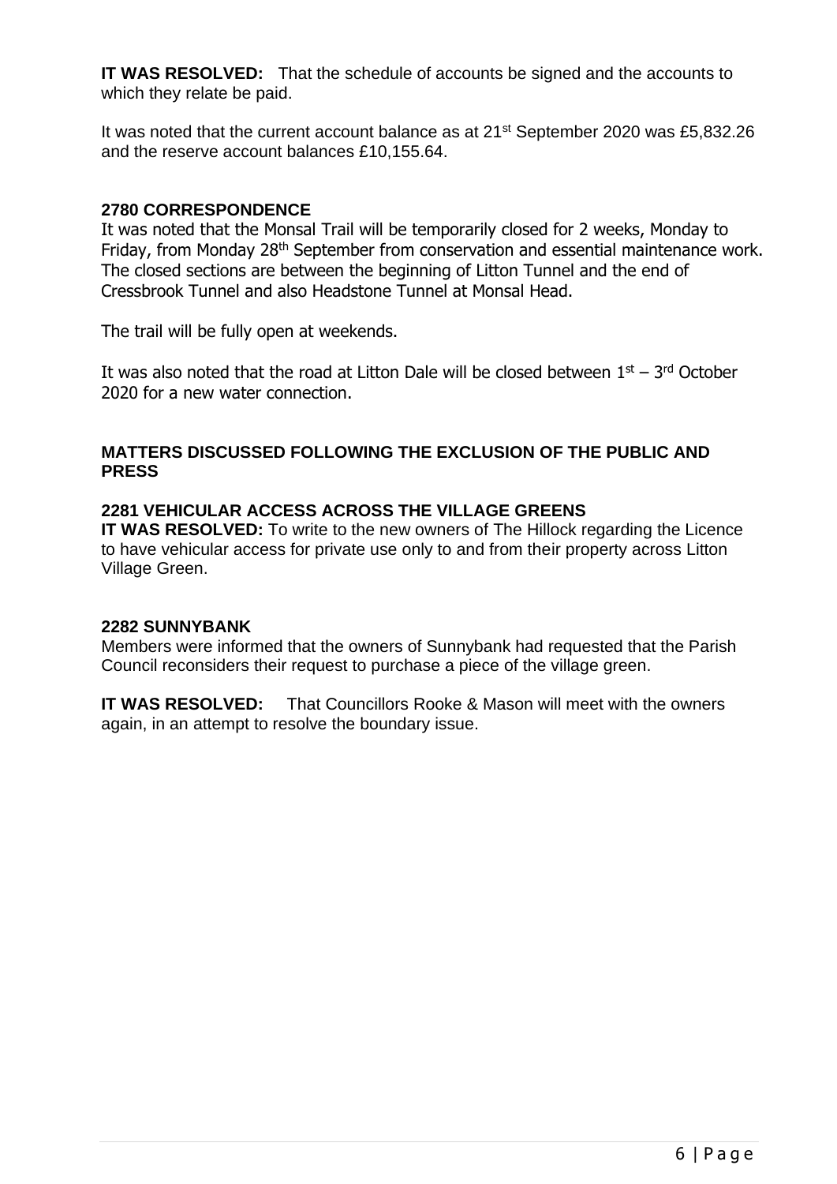**IT WAS RESOLVED:** That the schedule of accounts be signed and the accounts to which they relate be paid.

It was noted that the current account balance as at 21st September 2020 was £5,832.26 and the reserve account balances £10,155.64.

### 2780 CORRESPONDENCE

It was noted that the Monsal Trail will be temporarily closed for 2 weeks, Monday to Friday, from Monday 28th September from conservation and essential maintenance work. The closed sections are between the beginning of Litton Tunnel and the end of Cressbrook Tunnel and also Headstone Tunnel at Monsal Head.

The trail will be fully open at weekends.

It was also noted that the road at Litton Dale will be closed between 1st – 3rd October 2020 for a new water connection.

### MATTERS DISCUSSED FOLLOWING THE EXCLUSION OF THE PUBLIC AND PRESS

### 2281 VEHICULAR ACCESS ACROSS THE VILLAGE GREENS

**IT WAS RESOLVED:** To write to the new owners of The Hillock regarding the Licence to have vehicular access for private use only to and from their property across Litton Village Green.

### 2282 SUNNYBANK

Members were informed that the owners of Sunnybank had requested that the Parish Council reconsiders their request to purchase a piece of the village green.

**IT WAS RESOLVED:** That Councillors Rooke & Mason will meet with the owners again, in an attempt to resolve the boundary issue.